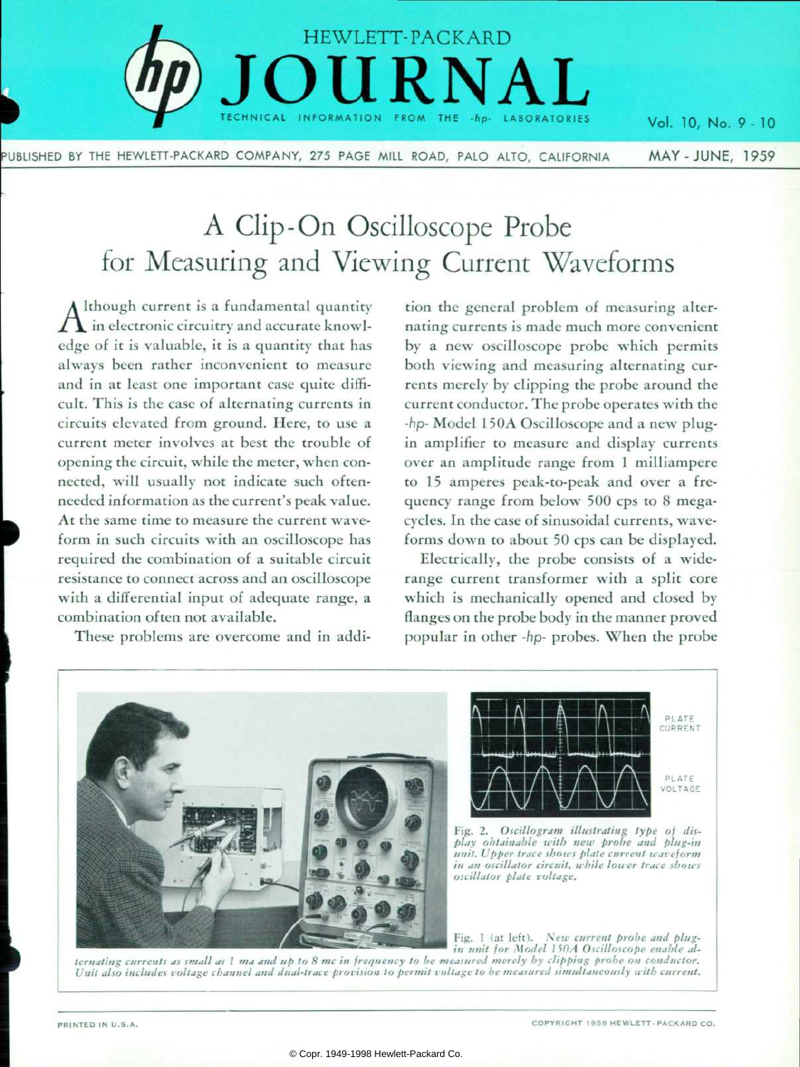# A Clip-On Oscilloscope Probe for Measuring and Viewing Current Waveforms

Although current is a fundamental quantity in electronic circuitry and accurate knowledge of it is valuable, it is a quantity that has always been rather inconvenient to measure and in at least one important case quite difficult. This is the case of alternating currents in circuits elevated from ground. Here, to use a current meter involves at best the trouble of opening the circuit, while the meter, when connected, will usually not indicate such often-needed information as the current's peak value. At the same time to measure the current waveform in such circuits with an oscilloscope has required the combination of a suitable circuit resistance to connect across and an oscilloscope with a differential input of adequate range, a combination often not available.

These problems are overcome and in addition the general problem of measuring alternating currents is made much more convenient by a new oscilloscope probe which permits both viewing and measuring alternating currents merely by clipping the probe around the current conductor. The probe operates with the -hp- Model 150A Oscilloscope and a new plug-in amplifier to measure and display currents over an amplitude range from 1 milliampere to 15 amperes peak-to-peak and over a frequency range from below 500 cps to 8 megacycles. In the case of sinusoidal currents, waveforms down to about 50 cps can be displayed.

Electrically, the probe consists of a wide-range current transformer with a split core which is mechanically opened and closed by flanges on the probe body in the manner proved popular in other -hp- probes. When the probe

PLATE CURRENT

PLATE VOLTAGE

*Fig. 2. Oscillogram illustrating type of display obtainable with new probe and plug-in unit. Upper trace shows plate current waveform in an oscillator circuit, while lower trace shows oscillator plate voltage.*

*Fig. 1 (at left). New current probe and plug-in unit for Model 150A Oscilloscope enable alternating currents as small as 1 ma and up to 8 mc in frequency to be measured merely by clipping probe on conductor. Unit also includes voltage channel and dual-trace provision to permit voltage to be measured simultaneously with current.*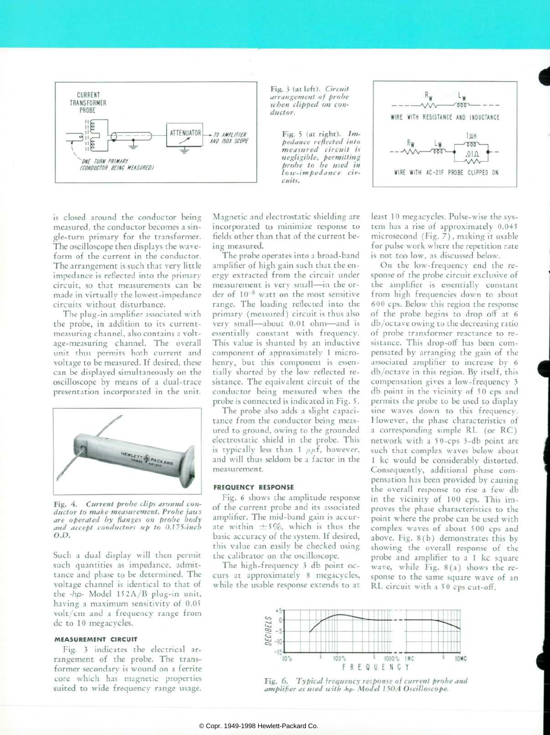CURRENT TRANSFORMER PROBE

ATTENUATOR

TO AMPLIFIER AND 150A SCOPE

ONE TURN PRIMARY (CONDUCTOR BEING MEASURED)

Fig. 3 (at left). *Circuit arrangement of probe when clipped on conductor.*

Fig. 5 (at right). *Impedance reflected into measured circuit is negligible, permitting probe to be used in low-impedance circuits.*

$R_W$ $L_W$

WIRE WITH RESISTANCE AND INDUCTANCE

$R_W$ $L_W$ 1μH .01Ω

WIRE WITH AC-21F PROBE CLIPPED ON

is closed around the conductor being measured, the conductor becomes a single-turn primary for the transformer. The oscilloscope then displays the waveform of the current in the conductor. The arrangement is such that very little impedance is reflected into the primary circuit, so that measurements can be made in virtually the lowest-impedance circuits without disturbance.

The plug-in amplifier associated with the probe, in addition to its current-measuring channel, also contains a voltage-measuring channel. The overall unit thus permits both current and voltage to be measured. If desired, these can be displayed simultaneously on the oscilloscope by means of a dual-trace presentation incorporated in the unit.

Fig. 4. *Current probe clips around conductor to make measurement. Probe jaws are operated by flanges on probe body and accept conductors up to 0.175-inch O.D.*

Such a dual display will then permit such quantities as impedance, admittance and phase to be determined. The voltage channel is identical to that of the -hp- Model 152A/B plug-in unit, having a maximum sensitivity of 0.05 volt/cm and a frequency range from dc to 10 megacycles.

#### MEASUREMENT CIRCUIT

Fig. 3 indicates the electrical arrangement of the probe. The transformer secondary is wound on a ferrite core which has magnetic properties suited to wide frequency range usage. Magnetic and electrostatic shielding are incorporated to minimize response to fields other than that of the current being measured.

The probe operates into a broad-band amplifier of high gain such that the energy extracted from the circuit under measurement is very small—in the order of $10^{-8}$ watt on the most sensitive range. The loading reflected into the primary (measured) circuit is thus also very small—about 0.01 ohm—and is essentially constant with frequency. This value is shunted by an inductive component of approximately 1 microhenry, but this component is essentially shorted by the low reflected resistance. The equivalent circuit of the conductor being measured when the probe is connected is indicated in Fig. 5.

The probe also adds a slight capacitance from the conductor being measured to ground, owing to the grounded electrostatic shield in the probe. This is typically less than 1 μμf, however, and will thus seldom be a factor in the measurement.

#### FREQUENCY RESPONSE

Fig. 6 shows the amplitude response of the current probe and its associated amplifier. The mid-band gain is accurate within ±5%, which is thus the basic accuracy of the system. If desired, this value can easily be checked using the calibrator on the oscilloscope.

The high-frequency 3 db point occurs at approximately 8 megacycles, while the usable response extends to at least 10 megacycles. Pulse-wise the system has a rise of approximately 0.045 microsecond (Fig. 7), making it usable for pulse work where the repetition rate is not too low, as discussed below.

On the low-frequency end the response of the probe circuit exclusive of the amplifier is essentially constant from high frequencies down to about 600 cps. Below this region the response of the probe begins to drop off at 6 db/octave owing to the decreasing ratio of probe transformer reactance to resistance. This drop-off has been compensated by arranging the gain of the associated amplifier to increase by 6 db/octave in this region. By itself, this compensation gives a low-frequency 3 db point in the vicinity of 50 cps and permits the probe to be used to display sine waves down to this frequency. However, the phase characteristics of a corresponding simple RL (or RC) network with a 50-cps 3-db point are such that complex waves below about 1 kc would be considerably distorted. Consequently, additional phase compensation has been provided by causing the overall response to rise a few db in the vicinity of 100 cps. This improves the phase characteristics to the point where the probe can be used with complex waves of about 500 cps and above. Fig. 8(b) demonstrates this by showing the overall response of the probe and amplifier to a 1 kc square wave, while Fig. 8(a) shows the response to the same square wave of an RL circuit with a 50 cps cut-off.

DECIBELS
+5
0
-5
-10
-15
10~ 5 100~ 5 1000~ 1MC 5 10MC
FREQUENCY

Fig. 6. *Typical frequency response of current probe and amplifier as used with -hp- Model 150A Oscilloscope.*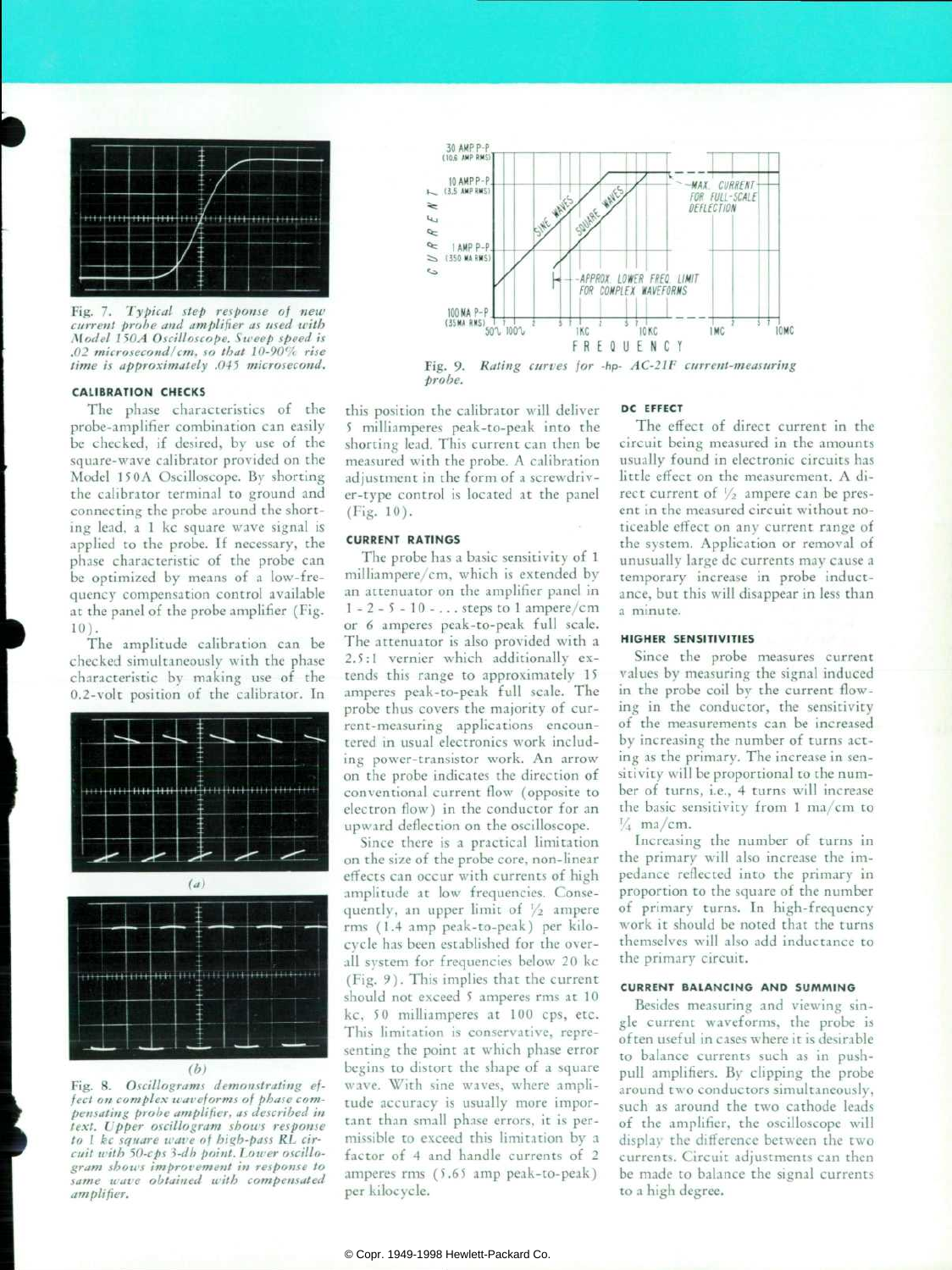Fig. 7. *Typical step response of new current probe and amplifier as used with Model 150A Oscilloscope. Sweep speed is .02 microsecond/cm, so that 10-90% rise time is approximately .045 microsecond.*

30 AMP P-P (10.6 AMP RMS)

10 AMP P-P (3.5 AMP RMS)

1 AMP P-P (350 MA RMS)

100 MA P-P (35MA RMS)

CURRENT

SINE WAVES

SQUARE WAVES

MAX. CURRENT FOR FULL-SCALE DEFLECTION

APPROX. LOWER FREQ. LIMIT FOR COMPLEX WAVEFORMS

50~ 100~ 1KC 10KC 1MC 10MC

FREQUENCY

Fig. 9. *Rating curves for -hp- AC-21F current-measuring probe.*

### CALIBRATION CHECKS

The phase characteristics of the probe-amplifier combination can easily be checked, if desired, by use of the square-wave calibrator provided on the Model 150A Oscilloscope. By shorting the calibrator terminal to ground and connecting the probe around the shorting lead, a 1 kc square wave signal is applied to the probe. If necessary, the phase characteristic of the probe can be optimized by means of a low-frequency compensation control available at the panel of the probe amplifier (Fig. 10).

The amplitude calibration can be checked simultaneously with the phase characteristic by making use of the 0.2-volt position of the calibrator. In this position the calibrator will deliver 5 milliamperes peak-to-peak into the shorting lead. This current can then be measured with the probe. A calibration adjustment in the form of a screwdriver-type control is located at the panel (Fig. 10).

(a)

(b)

Fig. 8. *Oscillograms demonstrating effect on complex waveforms of phase compensating probe amplifier, as described in text. Upper oscillogram shows response to 1 kc square wave of high-pass RL circuit with 50-cps 3-db point. Lower oscillogram shows improvement in response to same wave obtained with compensated amplifier.*

### CURRENT RATINGS

The probe has a basic sensitivity of 1 milliampere/cm, which is extended by an attenuator on the amplifier panel in 1 - 2 - 5 - 10 - . . . steps to 1 ampere/cm or 6 amperes peak-to-peak full scale. The attenuator is also provided with a 2.5:1 vernier which additionally extends this range to approximately 15 amperes peak-to-peak full scale. The probe thus covers the majority of current-measuring applications encountered in usual electronics work including power-transistor work. An arrow on the probe indicates the direction of conventional current flow (opposite to electron flow) in the conductor for an upward deflection on the oscilloscope.

Since there is a practical limitation on the size of the probe core, non-linear effects can occur with currents of high amplitude at low frequencies. Consequently, an upper limit of ½ ampere rms (1.4 amp peak-to-peak) per kilocycle has been established for the overall system for frequencies below 20 kc (Fig. 9). This implies that the current should not exceed 5 amperes rms at 10 kc, 50 milliamperes at 100 cps, etc. This limitation is conservative, representing the point at which phase error begins to distort the shape of a square wave. With sine waves, where amplitude accuracy is usually more important than small phase errors, it is permissible to exceed this limitation by a factor of 4 and handle currents of 2 amperes rms (5.65 amp peak-to-peak) per kilocycle.

### DC EFFECT

The effect of direct current in the circuit being measured in the amounts usually found in electronic circuits has little effect on the measurement. A direct current of ½ ampere can be present in the measured circuit without noticeable effect on any current range of the system. Application or removal of unusually large dc currents may cause a temporary increase in probe inductance, but this will disappear in less than a minute.

### HIGHER SENSITIVITIES

Since the probe measures current values by measuring the signal induced in the probe coil by the current flowing in the conductor, the sensitivity of the measurements can be increased by increasing the number of turns acting as the primary. The increase in sensitivity will be proportional to the number of turns, i.e., 4 turns will increase the basic sensitivity from 1 ma/cm to ¼ ma/cm.

Increasing the number of turns in the primary will also increase the impedance reflected into the primary in proportion to the square of the number of primary turns. In high-frequency work it should be noted that the turns themselves will also add inductance to the primary circuit.

### CURRENT BALANCING AND SUMMING

Besides measuring and viewing single current waveforms, the probe is often useful in cases where it is desirable to balance currents such as in push-pull amplifiers. By clipping the probe around two conductors simultaneously, such as around the two cathode leads of the amplifier, the oscilloscope will display the difference between the two currents. Circuit adjustments can then be made to balance the signal currents to a high degree.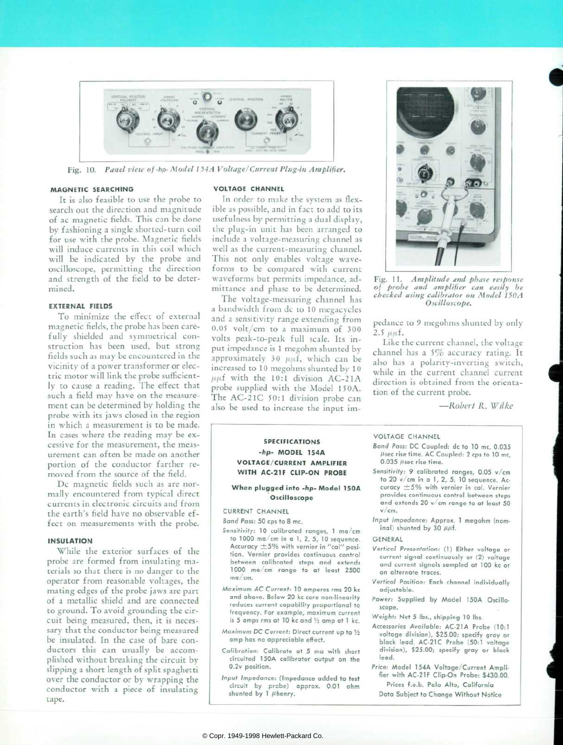Fig. 10. *Panel view of -hp- Model 154A Voltage/Current Plug-in Amplifier.*

### MAGNETIC SEARCHING

It is also feasible to use the probe to search out the direction and magnitude of ac magnetic fields. This can be done by fashioning a single shorted-turn coil for use with the probe. Magnetic fields will induce currents in this coil which will be indicated by the probe and oscilloscope, permitting the direction and strength of the field to be determined.

### EXTERNAL FIELDS

To minimize the effect of external magnetic fields, the probe has been carefully shielded and symmetrical construction has been used, but strong fields such as may be encountered in the vicinity of a power transformer or electric motor will link the probe sufficiently to cause a reading. The effect that such a field may have on the measurement can be determined by holding the probe with its jaws closed in the region in which a measurement is to be made. In cases where the reading may be excessive for the measurement, the measurement can often be made on another portion of the conductor farther removed from the source of the field.

Dc magnetic fields such as are normally encountered from typical direct currents in electronic circuits and from the earth's field have no observable effect on measurements with the probe.

### INSULATION

While the exterior surfaces of the probe are formed from insulating materials so that there is no danger to the operator from reasonable voltages, the mating edges of the probe jaws are part of a metallic shield and are connected to ground. To avoid grounding the circuit being measured, then, it is necessary that the conductor being measured be insulated. In the case of bare conductors this can usually be accomplished without breaking the circuit by slipping a short length of split spaghetti over the conductor or by wrapping the conductor with a piece of insulating tape.

### VOLTAGE CHANNEL

In order to make the system as flexible as possible, and in fact to add to its usefulness by permitting a dual display, the plug-in unit has been arranged to include a voltage-measuring channel as well as the current-measuring channel. This not only enables voltage waveforms to be compared with current waveforms but permits impedance, admittance and phase to be determined.

The voltage-measuring channel has a bandwidth from dc to 10 megacycles and a sensitivity range extending from 0.05 volt/cm to a maximum of 300 volts peak-to-peak full scale. Its input impedance is 1 megohm shunted by approximately 30 μμf, which can be increased to 10 megohms shunted by 10 μμf with the 10:1 division AC-21A probe supplied with the Model 150A. The AC-21C 50:1 division probe can also be used to increase the input impedance to 9 megohms shunted by only 2.5 μμf.

Fig. 11. *Amplitude and phase response of probe and amplifier can easily be checked using calibrator on Model 150A Oscilloscope.*

Like the current channel, the voltage channel has a 5% accuracy rating. It also has a polarity-inverting switch, while in the current channel current direction is obtained from the orientation of the current probe.

—*Robert R. Wilke*

---

**SPECIFICATIONS**
**-hp- MODEL 154A**
**VOLTAGE/CURRENT AMPLIFIER**
**WITH AC-21F CLIP-ON PROBE**

**When plugged into -hp- Model 150A Oscilloscope**

CURRENT CHANNEL

*Band Pass:* 50 cps to 8 mc.

*Sensitivity:* 10 calibrated ranges, 1 ma/cm to 1000 ma/cm in a 1, 2, 5, 10 sequence. Accuracy ±5% with vernier in "cal" position. Vernier provides continuous control between calibrated steps and extends 1000 ma/cm range to at least 2500 ma/cm.

*Maximum AC Current:* 10 amperes rms 20 kc and above. Below 20 kc core non-linearity reduces current capability proportional to frequency. For example, maximum current is 5 amps rms at 10 kc and ½ amp at 1 kc.

*Maximum DC Current:* Direct current up to ½ amp has no appreciable effect.

*Calibration:* Calibrate at 5 ma with short circuited 150A calibrator output on the 0.2v position.

*Input Impedance:* (Impedance added to test circuit by probe) approx. 0.01 ohm shunted by 1 μhenry.

VOLTAGE CHANNEL

*Band Pass:* DC Coupled: dc to 10 mc, 0.035 μsec rise time. AC Coupled: 2 cps to 10 mc, 0.035 μsec rise time.

*Sensitivity:* 9 calibrated ranges, 0.05 v/cm to 20 v/cm in a 1, 2, 5, 10 sequence. Accuracy ±5% with vernier in cal. Vernier provides continuous control between steps and extends 20 v/cm range to at least 50 v/cm.

*Input Impedance:* Approx. 1 megohm (nominal) shunted by 30 μμf.

GENERAL

*Vertical Presentation:* (1) Either voltage or current signal continuously or (2) voltage and current signals sampled at 100 kc or on alternate traces.

*Vertical Position:* Each channel individually adjustable.

*Power:* Supplied by Model 150A Oscilloscope.

*Weight:* Net 5 lbs., shipping 10 lbs.

*Accessories Available:* AC-21A Probe (10:1 voltage division), $25.00; specify gray or black lead. AC-21C Probe (50:1 voltage division), $25.00; specify gray or black lead.

*Price:* Model 154A Voltage/Current Amplifier with AC-21F Clip-On Probe: $430.00.

Prices f.o.b. Palo Alto, California

Data Subject to Change Without Notice